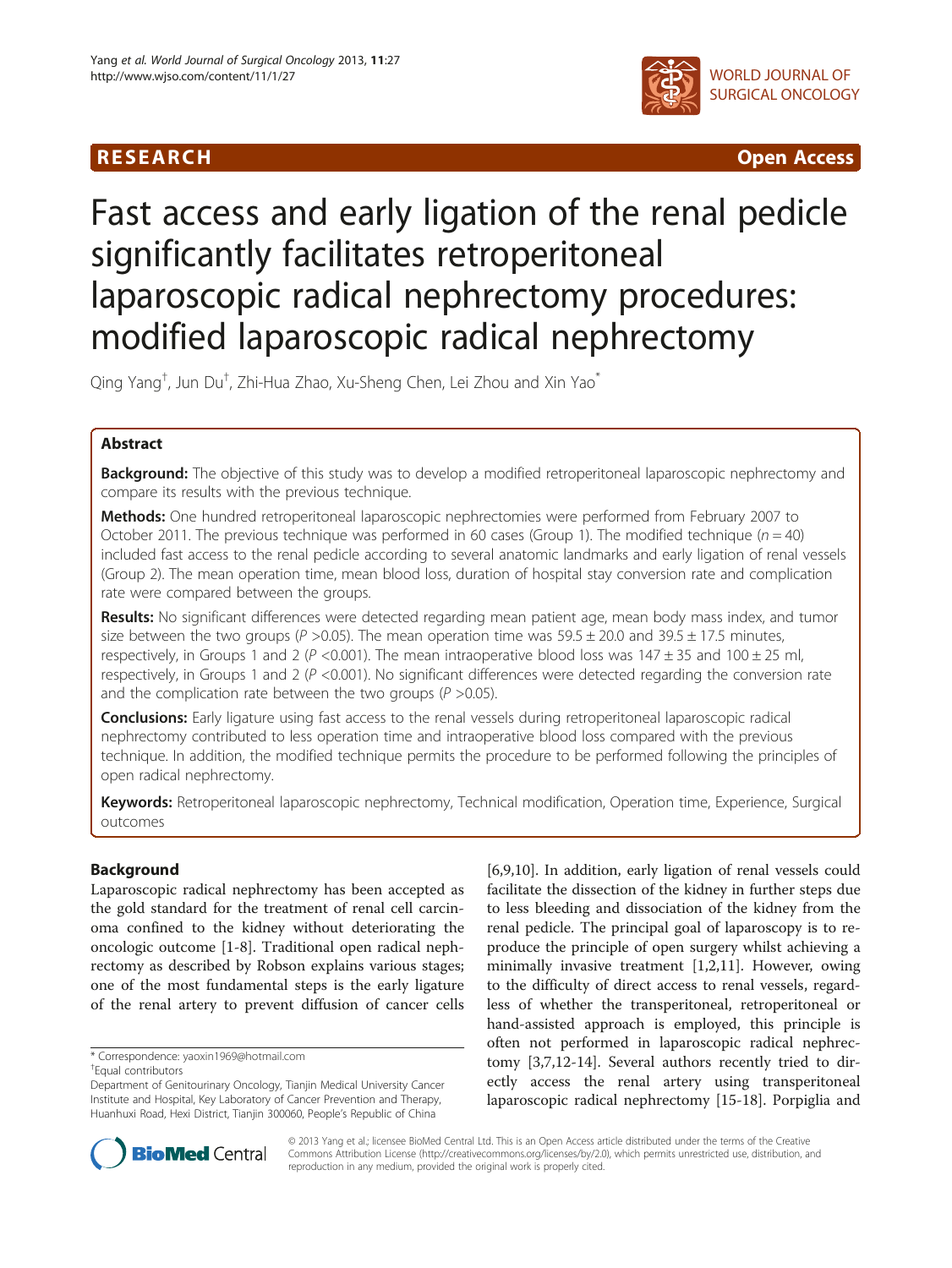RESEARCH Open Access

# Fast access and early ligation of the renal pedicle significantly facilitates retroperitoneal laparoscopic radical nephrectomy procedures: modified laparoscopic radical nephrectomy

Qing Yang[†], Jun Du[†], Zhi-Hua Zhao, Xu-Sheng Chen, Lei Zhou and Xin Yao[*]

## Abstract

**Background:** The objective of this study was to develop a modified retroperitoneal laparoscopic nephrectomy and compare its results with the previous technique.

**Methods:** One hundred retroperitoneal laparoscopic nephrectomies were performed from February 2007 to October 2011. The previous technique was performed in 60 cases (Group 1). The modified technique ($n = 40$) included fast access to the renal pedicle according to several anatomic landmarks and early ligation of renal vessels (Group 2). The mean operation time, mean blood loss, duration of hospital stay conversion rate and complication rate were compared between the groups.

**Results:** No significant differences were detected regarding mean patient age, mean body mass index, and tumor size between the two groups ($P$ >0.05). The mean operation time was 59.5 ± 20.0 and 39.5 ± 17.5 minutes, respectively, in Groups 1 and 2 ($P$ <0.001). The mean intraoperative blood loss was 147 ± 35 and 100 ± 25 ml, respectively, in Groups 1 and 2 ($P$ <0.001). No significant differences were detected regarding the conversion rate and the complication rate between the two groups ($P$ >0.05).

**Conclusions:** Early ligature using fast access to the renal vessels during retroperitoneal laparoscopic radical nephrectomy contributed to less operation time and intraoperative blood loss compared with the previous technique. In addition, the modified technique permits the procedure to be performed following the principles of open radical nephrectomy.

**Keywords:** Retroperitoneal laparoscopic nephrectomy, Technical modification, Operation time, Experience, Surgical outcomes

## Background

Laparoscopic radical nephrectomy has been accepted as the gold standard for the treatment of renal cell carcinoma confined to the kidney without deteriorating the oncologic outcome [1-8]. Traditional open radical nephrectomy as described by Robson explains various stages; one of the most fundamental steps is the early ligature of the renal artery to prevent diffusion of cancer cells [6,9,10]. In addition, early ligation of renal vessels could facilitate the dissection of the kidney in further steps due to less bleeding and dissociation of the kidney from the renal pedicle. The principal goal of laparoscopy is to reproduce the principle of open surgery whilst achieving a minimally invasive treatment [1,2,11]. However, owing to the difficulty of direct access to renal vessels, regardless of whether the transperitoneal, retroperitoneal or hand-assisted approach is employed, this principle is often not performed in laparoscopic radical nephrectomy [3,7,12-14]. Several authors recently tried to directly access the renal artery using transperitoneal laparoscopic radical nephrectomy [15-18]. Porpiglia and

\* Correspondence: yaoxin1969@hotmail.com
† Equal contributors
Department of Genitourinary Oncology, Tianjin Medical University Cancer Institute and Hospital, Key Laboratory of Cancer Prevention and Therapy, Huanhuxi Road, Hexi District, Tianjin 300060, People's Republic of China

© 2013 Yang et al.; licensee BioMed Central Ltd. This is an Open Access article distributed under the terms of the Creative Commons Attribution License (http://creativecommons.org/licenses/by/2.0), which permits unrestricted use, distribution, and reproduction in any medium, provided the original work is properly cited.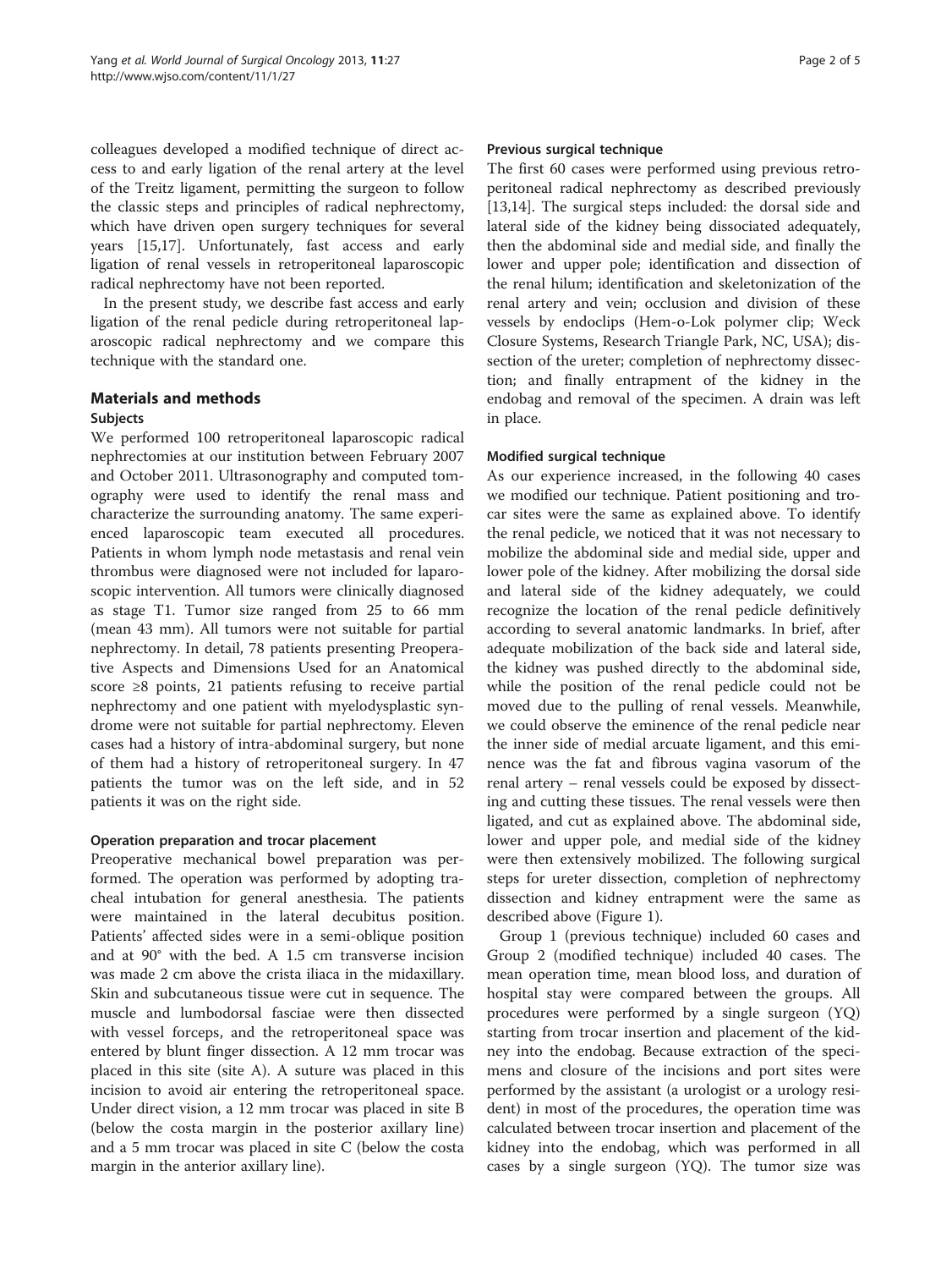colleagues developed a modified technique of direct access to and early ligation of the renal artery at the level of the Treitz ligament, permitting the surgeon to follow the classic steps and principles of radical nephrectomy, which have driven open surgery techniques for several years [15,17]. Unfortunately, fast access and early ligation of renal vessels in retroperitoneal laparoscopic radical nephrectomy have not been reported.

In the present study, we describe fast access and early ligation of the renal pedicle during retroperitoneal laparoscopic radical nephrectomy and we compare this technique with the standard one.

## Materials and methods

### Subjects

We performed 100 retroperitoneal laparoscopic radical nephrectomies at our institution between February 2007 and October 2011. Ultrasonography and computed tomography were used to identify the renal mass and characterize the surrounding anatomy. The same experienced laparoscopic team executed all procedures. Patients in whom lymph node metastasis and renal vein thrombus were diagnosed were not included for laparoscopic intervention. All tumors were clinically diagnosed as stage T1. Tumor size ranged from 25 to 66 mm (mean 43 mm). All tumors were not suitable for partial nephrectomy. In detail, 78 patients presenting Preoperative Aspects and Dimensions Used for an Anatomical score ≥8 points, 21 patients refusing to receive partial nephrectomy and one patient with myelodysplastic syndrome were not suitable for partial nephrectomy. Eleven cases had a history of intra-abdominal surgery, but none of them had a history of retroperitoneal surgery. In 47 patients the tumor was on the left side, and in 52 patients it was on the right side.

### Operation preparation and trocar placement

Preoperative mechanical bowel preparation was performed. The operation was performed by adopting tracheal intubation for general anesthesia. The patients were maintained in the lateral decubitus position. Patients' affected sides were in a semi-oblique position and at 90° with the bed. A 1.5 cm transverse incision was made 2 cm above the crista iliaca in the midaxillary. Skin and subcutaneous tissue were cut in sequence. The muscle and lumbodorsal fasciae were then dissected with vessel forceps, and the retroperitoneal space was entered by blunt finger dissection. A 12 mm trocar was placed in this site (site A). A suture was placed in this incision to avoid air entering the retroperitoneal space. Under direct vision, a 12 mm trocar was placed in site B (below the costa margin in the posterior axillary line) and a 5 mm trocar was placed in site C (below the costa margin in the anterior axillary line).

### Previous surgical technique

The first 60 cases were performed using previous retroperitoneal radical nephrectomy as described previously [13,14]. The surgical steps included: the dorsal side and lateral side of the kidney being dissociated adequately, then the abdominal side and medial side, and finally the lower and upper pole; identification and dissection of the renal hilum; identification and skeletonization of the renal artery and vein; occlusion and division of these vessels by endoclips (Hem-o-Lok polymer clip; Weck Closure Systems, Research Triangle Park, NC, USA); dissection of the ureter; completion of nephrectomy dissection; and finally entrapment of the kidney in the endobag and removal of the specimen. A drain was left in place.

### Modified surgical technique

As our experience increased, in the following 40 cases we modified our technique. Patient positioning and trocar sites were the same as explained above. To identify the renal pedicle, we noticed that it was not necessary to mobilize the abdominal side and medial side, upper and lower pole of the kidney. After mobilizing the dorsal side and lateral side of the kidney adequately, we could recognize the location of the renal pedicle definitively according to several anatomic landmarks. In brief, after adequate mobilization of the back side and lateral side, the kidney was pushed directly to the abdominal side, while the position of the renal pedicle could not be moved due to the pulling of renal vessels. Meanwhile, we could observe the eminence of the renal pedicle near the inner side of medial arcuate ligament, and this eminence was the fat and fibrous vagina vasorum of the renal artery – renal vessels could be exposed by dissecting and cutting these tissues. The renal vessels were then ligated, and cut as explained above. The abdominal side, lower and upper pole, and medial side of the kidney were then extensively mobilized. The following surgical steps for ureter dissection, completion of nephrectomy dissection and kidney entrapment were the same as described above (Figure 1).

Group 1 (previous technique) included 60 cases and Group 2 (modified technique) included 40 cases. The mean operation time, mean blood loss, and duration of hospital stay were compared between the groups. All procedures were performed by a single surgeon (YQ) starting from trocar insertion and placement of the kidney into the endobag. Because extraction of the specimens and closure of the incisions and port sites were performed by the assistant (a urologist or a urology resident) in most of the procedures, the operation time was calculated between trocar insertion and placement of the kidney into the endobag, which was performed in all cases by a single surgeon (YQ). The tumor size was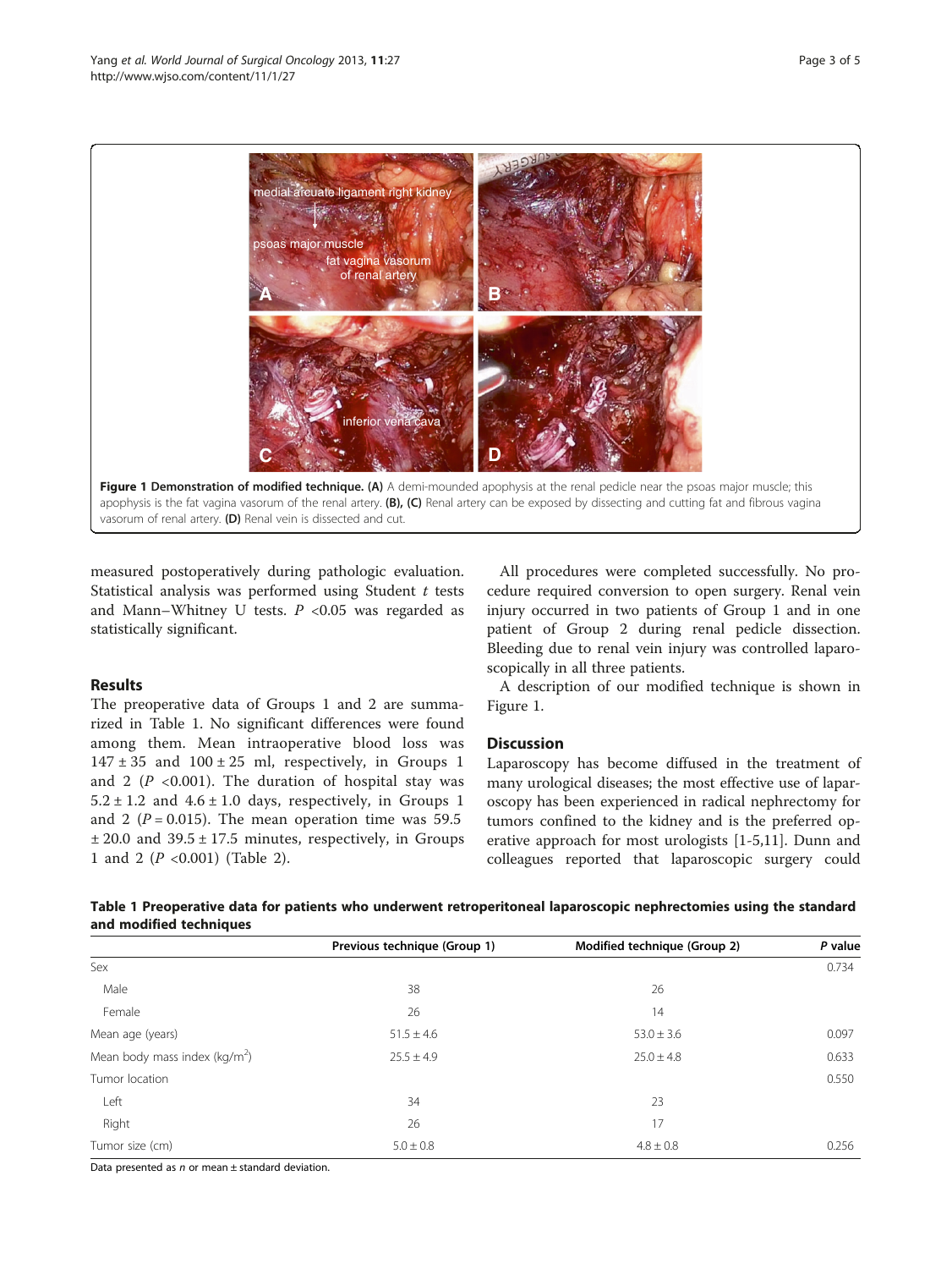**Figure 1 Demonstration of modified technique. (A)** A demi-mounded apophysis at the renal pedicle near the psoas major muscle; this apophysis is the fat vagina vasorum of the renal artery. **(B), (C)** Renal artery can be exposed by dissecting and cutting fat and fibrous vagina vasorum of renal artery. **(D)** Renal vein is dissected and cut.

measured postoperatively during pathologic evaluation. Statistical analysis was performed using Student *t* tests and Mann–Whitney U tests. $P < 0.05$ was regarded as statistically significant.

## Results

The preoperative data of Groups 1 and 2 are summarized in Table 1. No significant differences were found among them. Mean intraoperative blood loss was $147 \pm 35$ and $100 \pm 25$ ml, respectively, in Groups 1 and 2 ($P < 0.001$). The duration of hospital stay was $5.2 \pm 1.2$ and $4.6 \pm 1.0$ days, respectively, in Groups 1 and 2 ($P = 0.015$). The mean operation time was 59.5 $\pm$ 20.0 and $39.5 \pm 17.5$ minutes, respectively, in Groups 1 and 2 ($P < 0.001$) (Table 2).

All procedures were completed successfully. No procedure required conversion to open surgery. Renal vein injury occurred in two patients of Group 1 and in one patient of Group 2 during renal pedicle dissection. Bleeding due to renal vein injury was controlled laparoscopically in all three patients.

A description of our modified technique is shown in Figure 1.

## Discussion

Laparoscopy has become diffused in the treatment of many urological diseases; the most effective use of laparoscopy has been experienced in radical nephrectomy for tumors confined to the kidney and is the preferred operative approach for most urologists [1-5,11]. Dunn and colleagues reported that laparoscopic surgery could

**Table 1 Preoperative data for patients who underwent retroperitoneal laparoscopic nephrectomies using the standard and modified techniques**

| | Previous technique (Group 1) | Modified technique (Group 2) | *P* value |
|---|---|---|---|
| Sex | | | 0.734 |
| Male | 38 | 26 | |
| Female | 26 | 14 | |
| Mean age (years) | 51.5 ± 4.6 | 53.0 ± 3.6 | 0.097 |
| Mean body mass index (kg/m$^2$) | 25.5 ± 4.9 | 25.0 ± 4.8 | 0.633 |
| Tumor location | | | 0.550 |
| Left | 34 | 23 | |
| Right | 26 | 17 | |
| Tumor size (cm) | 5.0 ± 0.8 | 4.8 ± 0.8 | 0.256 |

Data presented as *n* or mean ± standard deviation.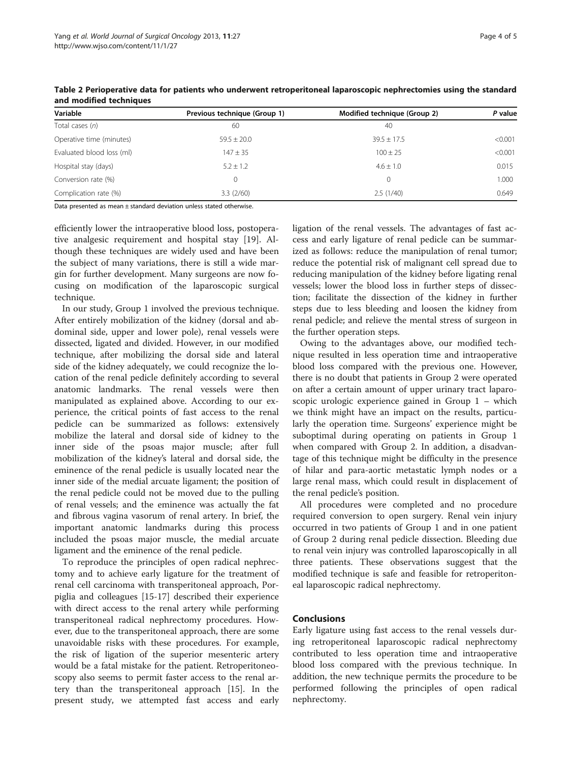**Table 2 Perioperative data for patients who underwent retroperitoneal laparoscopic nephrectomies using the standard and modified techniques**

| Variable | Previous technique (Group 1) | Modified technique (Group 2) | *P* value |
|---|---|---|---|
| Total cases (*n*) | 60 | 40 | |
| Operative time (minutes) | 59.5 ± 20.0 | 39.5 ± 17.5 | <0.001 |
| Evaluated blood loss (ml) | 147 ± 35 | 100 ± 25 | <0.001 |
| Hospital stay (days) | 5.2 ± 1.2 | 4.6 ± 1.0 | 0.015 |
| Conversion rate (%) | 0 | 0 | 1.000 |
| Complication rate (%) | 3.3 (2/60) | 2.5 (1/40) | 0.649 |

Data presented as mean ± standard deviation unless stated otherwise.

efficiently lower the intraoperative blood loss, postoperative analgesic requirement and hospital stay [19]. Although these techniques are widely used and have been the subject of many variations, there is still a wide margin for further development. Many surgeons are now focusing on modification of the laparoscopic surgical technique.

In our study, Group 1 involved the previous technique. After entirely mobilization of the kidney (dorsal and abdominal side, upper and lower pole), renal vessels were dissected, ligated and divided. However, in our modified technique, after mobilizing the dorsal side and lateral side of the kidney adequately, we could recognize the location of the renal pedicle definitely according to several anatomic landmarks. The renal vessels were then manipulated as explained above. According to our experience, the critical points of fast access to the renal pedicle can be summarized as follows: extensively mobilize the lateral and dorsal side of kidney to the inner side of the psoas major muscle; after full mobilization of the kidney's lateral and dorsal side, the eminence of the renal pedicle is usually located near the inner side of the medial arcuate ligament; the position of the renal pedicle could not be moved due to the pulling of renal vessels; and the eminence was actually the fat and fibrous vagina vasorum of renal artery. In brief, the important anatomic landmarks during this process included the psoas major muscle, the medial arcuate ligament and the eminence of the renal pedicle.

To reproduce the principles of open radical nephrectomy and to achieve early ligature for the treatment of renal cell carcinoma with transperitoneal approach, Porpiglia and colleagues [15-17] described their experience with direct access to the renal artery while performing transperitoneal radical nephrectomy procedures. However, due to the transperitoneal approach, there are some unavoidable risks with these procedures. For example, the risk of ligation of the superior mesenteric artery would be a fatal mistake for the patient. Retroperitoneoscopy also seems to permit faster access to the renal artery than the transperitoneal approach [15]. In the present study, we attempted fast access and early ligation of the renal vessels. The advantages of fast access and early ligature of renal pedicle can be summarized as follows: reduce the manipulation of renal tumor; reduce the potential risk of malignant cell spread due to reducing manipulation of the kidney before ligating renal vessels; lower the blood loss in further steps of dissection; facilitate the dissection of the kidney in further steps due to less bleeding and loosen the kidney from renal pedicle; and relieve the mental stress of surgeon in the further operation steps.

Owing to the advantages above, our modified technique resulted in less operation time and intraoperative blood loss compared with the previous one. However, there is no doubt that patients in Group 2 were operated on after a certain amount of upper urinary tract laparoscopic urologic experience gained in Group 1 – which we think might have an impact on the results, particularly the operation time. Surgeons' experience might be suboptimal during operating on patients in Group 1 when compared with Group 2. In addition, a disadvantage of this technique might be difficulty in the presence of hilar and para-aortic metastatic lymph nodes or a large renal mass, which could result in displacement of the renal pedicle's position.

All procedures were completed and no procedure required conversion to open surgery. Renal vein injury occurred in two patients of Group 1 and in one patient of Group 2 during renal pedicle dissection. Bleeding due to renal vein injury was controlled laparoscopically in all three patients. These observations suggest that the modified technique is safe and feasible for retroperitoneal laparoscopic radical nephrectomy.

## Conclusions

Early ligature using fast access to the renal vessels during retroperitoneal laparoscopic radical nephrectomy contributed to less operation time and intraoperative blood loss compared with the previous technique. In addition, the new technique permits the procedure to be performed following the principles of open radical nephrectomy.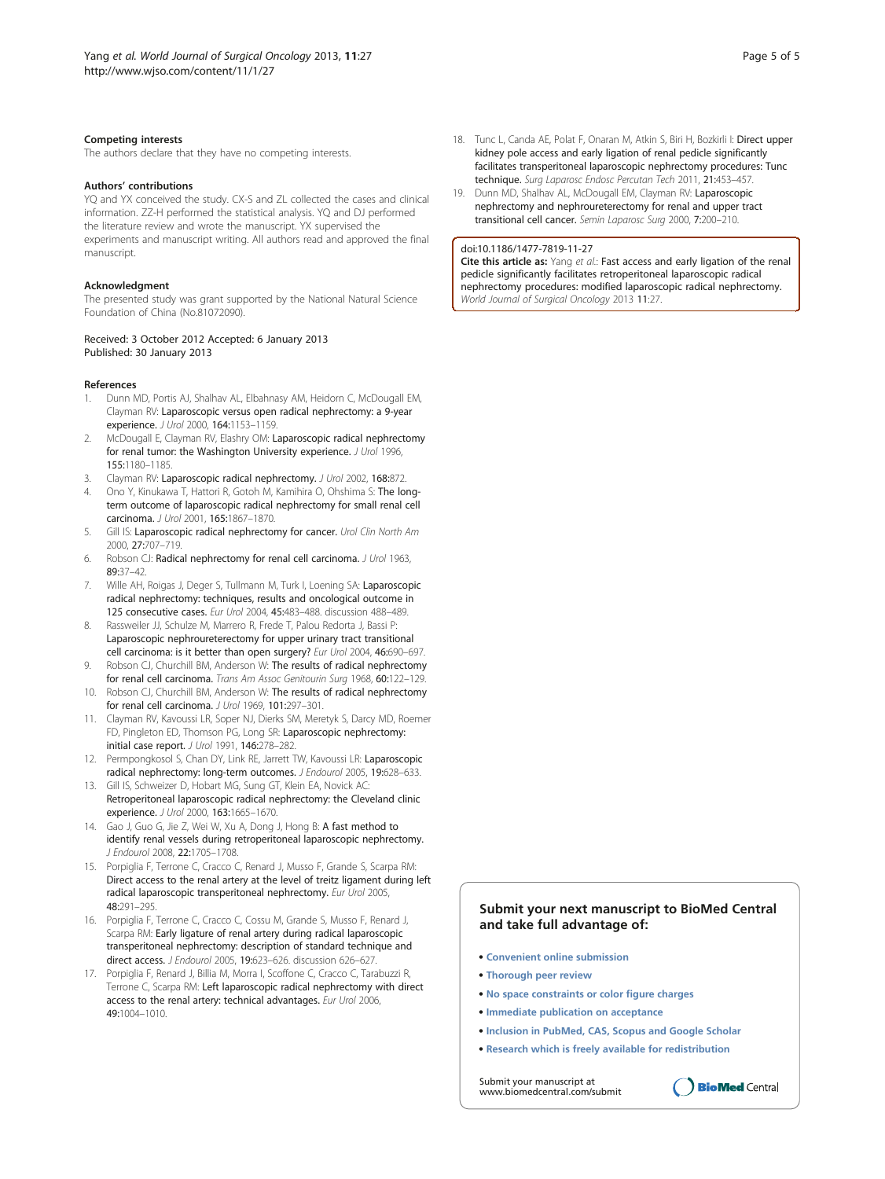### Competing interests

The authors declare that they have no competing interests.

### Authors' contributions

YQ and YX conceived the study. CX-S and ZL collected the cases and clinical information. ZZ-H performed the statistical analysis. YQ and DJ performed the literature review and wrote the manuscript. YX supervised the experiments and manuscript writing. All authors read and approved the final manuscript.

### Acknowledgment

The presented study was grant supported by the National Natural Science Foundation of China (No.81072090).

Received: 3 October 2012 Accepted: 6 January 2013
Published: 30 January 2013

### References

1. Dunn MD, Portis AJ, Shalhav AL, Elbahnasy AM, Heidorn C, McDougall EM, Clayman RV: **Laparoscopic versus open radical nephrectomy: a 9-year experience.** *J Urol* 2000, **164:**1153–1159.
2. McDougall E, Clayman RV, Elashry OM: **Laparoscopic radical nephrectomy for renal tumor: the Washington University experience.** *J Urol* 1996, **155:**1180–1185.
3. Clayman RV: **Laparoscopic radical nephrectomy.** *J Urol* 2002, **168:**872.
4. Ono Y, Kinukawa T, Hattori R, Gotoh M, Kamihira O, Ohshima S: **The long-term outcome of laparoscopic radical nephrectomy for small renal cell carcinoma.** *J Urol* 2001, **165:**1867–1870.
5. Gill IS: **Laparoscopic radical nephrectomy for cancer.** *Urol Clin North Am* 2000, **27:**707–719.
6. Robson CJ: **Radical nephrectomy for renal cell carcinoma.** *J Urol* 1963, **89:**37–42.
7. Wille AH, Roigas J, Deger S, Tullmann M, Turk I, Loening SA: **Laparoscopic radical nephrectomy: techniques, results and oncological outcome in 125 consecutive cases.** *Eur Urol* 2004, **45:**483–488. discussion 488–489.
8. Rassweiler JJ, Schulze M, Marrero R, Frede T, Palou Redorta J, Bassi P: **Laparoscopic nephroureterectomy for upper urinary tract transitional cell carcinoma: is it better than open surgery?** *Eur Urol* 2004, **46:**690–697.
9. Robson CJ, Churchill BM, Anderson W: **The results of radical nephrectomy for renal cell carcinoma.** *Trans Am Assoc Genitourin Surg* 1968, **60:**122–129.
10. Robson CJ, Churchill BM, Anderson W: **The results of radical nephrectomy for renal cell carcinoma.** *J Urol* 1969, **101:**297–301.
11. Clayman RV, Kavoussi LR, Soper NJ, Dierks SM, Meretyk S, Darcy MD, Roemer FD, Pingleton ED, Thomson PG, Long SR: **Laparoscopic nephrectomy: initial case report.** *J Urol* 1991, **146:**278–282.
12. Permpongkosol S, Chan DY, Link RE, Jarrett TW, Kavoussi LR: **Laparoscopic radical nephrectomy: long-term outcomes.** *J Endourol* 2005, **19:**628–633.
13. Gill IS, Schweizer D, Hobart MG, Sung GT, Klein EA, Novick AC: **Retroperitoneal laparoscopic radical nephrectomy: the Cleveland clinic experience.** *J Urol* 2000, **163:**1665–1670.
14. Gao J, Guo G, Jie Z, Wei W, Xu A, Dong J, Hong B: **A fast method to identify renal vessels during retroperitoneal laparoscopic nephrectomy.** *J Endourol* 2008, **22:**1705–1708.
15. Porpiglia F, Terrone C, Cracco C, Renard J, Musso F, Grande S, Scarpa RM: **Direct access to the renal artery at the level of treitz ligament during left radical laparoscopic transperitoneal nephrectomy.** *Eur Urol* 2005, **48:**291–295.
16. Porpiglia F, Terrone C, Cracco C, Cossu M, Grande S, Musso F, Renard J, Scarpa RM: **Early ligature of renal artery during radical laparoscopic transperitoneal nephrectomy: description of standard technique and direct access.** *J Endourol* 2005, **19:**623–626. discussion 626–627.
17. Porpiglia F, Renard J, Billia M, Morra I, Scoffone C, Cracco C, Tarabuzzi R, Terrone C, Scarpa RM: **Left laparoscopic radical nephrectomy with direct access to the renal artery: technical advantages.** *Eur Urol* 2006, **49:**1004–1010.
18. Tunc L, Canda AE, Polat F, Onaran M, Atkin S, Biri H, Bozkirli I: **Direct upper kidney pole access and early ligation of renal pedicle significantly facilitates transperitoneal laparoscopic nephrectomy procedures: Tunc technique.** *Surg Laparosc Endosc Percutan Tech* 2011, **21:**453–457.
19. Dunn MD, Shalhav AL, McDougall EM, Clayman RV: **Laparoscopic nephrectomy and nephroureterectomy for renal and upper tract transitional cell cancer.** *Semin Laparosc Surg* 2000, **7:**200–210.

doi:10.1186/1477-7819-11-27

**Cite this article as:** Yang *et al.*: Fast access and early ligation of the renal pedicle significantly facilitates retroperitoneal laparoscopic radical nephrectomy procedures: modified laparoscopic radical nephrectomy. *World Journal of Surgical Oncology* 2013 **11**:27.

**Submit your next manuscript to BioMed Central and take full advantage of:**

- **Convenient online submission**
- **Thorough peer review**
- **No space constraints or color figure charges**
- **Immediate publication on acceptance**
- **Inclusion in PubMed, CAS, Scopus and Google Scholar**
- **Research which is freely available for redistribution**

Submit your manuscript at
www.biomedcentral.com/submit

BioMed Central